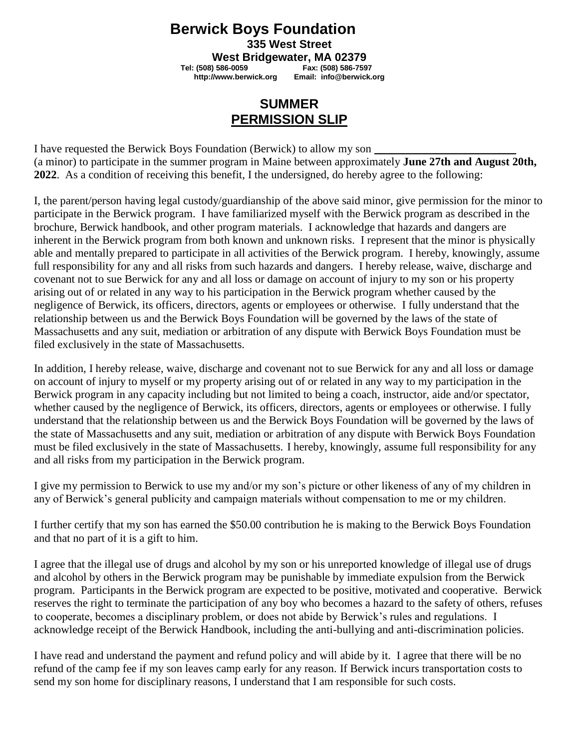# Berwick Boys Foundation

**335 West Street**
**West Bridgewater, MA 02379**
**Tel: (508) 586-0059 Fax: (508) 586-7597**
**http://www.berwick.org Email: info@berwick.org**

## SUMMER
## PERMISSION SLIP

I have requested the Berwick Boys Foundation (Berwick) to allow my son ________________________ (a minor) to participate in the summer program in Maine between approximately **June 27th and August 20th, 2022**. As a condition of receiving this benefit, I the undersigned, do hereby agree to the following:

I, the parent/person having legal custody/guardianship of the above said minor, give permission for the minor to participate in the Berwick program. I have familiarized myself with the Berwick program as described in the brochure, Berwick handbook, and other program materials. I acknowledge that hazards and dangers are inherent in the Berwick program from both known and unknown risks. I represent that the minor is physically able and mentally prepared to participate in all activities of the Berwick program. I hereby, knowingly, assume full responsibility for any and all risks from such hazards and dangers. I hereby release, waive, discharge and covenant not to sue Berwick for any and all loss or damage on account of injury to my son or his property arising out of or related in any way to his participation in the Berwick program whether caused by the negligence of Berwick, its officers, directors, agents or employees or otherwise. I fully understand that the relationship between us and the Berwick Boys Foundation will be governed by the laws of the state of Massachusetts and any suit, mediation or arbitration of any dispute with Berwick Boys Foundation must be filed exclusively in the state of Massachusetts.

In addition, I hereby release, waive, discharge and covenant not to sue Berwick for any and all loss or damage on account of injury to myself or my property arising out of or related in any way to my participation in the Berwick program in any capacity including but not limited to being a coach, instructor, aide and/or spectator, whether caused by the negligence of Berwick, its officers, directors, agents or employees or otherwise. I fully understand that the relationship between us and the Berwick Boys Foundation will be governed by the laws of the state of Massachusetts and any suit, mediation or arbitration of any dispute with Berwick Boys Foundation must be filed exclusively in the state of Massachusetts. I hereby, knowingly, assume full responsibility for any and all risks from my participation in the Berwick program.

I give my permission to Berwick to use my and/or my son's picture or other likeness of any of my children in any of Berwick's general publicity and campaign materials without compensation to me or my children.

I further certify that my son has earned the $50.00 contribution he is making to the Berwick Boys Foundation and that no part of it is a gift to him.

I agree that the illegal use of drugs and alcohol by my son or his unreported knowledge of illegal use of drugs and alcohol by others in the Berwick program may be punishable by immediate expulsion from the Berwick program. Participants in the Berwick program are expected to be positive, motivated and cooperative. Berwick reserves the right to terminate the participation of any boy who becomes a hazard to the safety of others, refuses to cooperate, becomes a disciplinary problem, or does not abide by Berwick's rules and regulations. I acknowledge receipt of the Berwick Handbook, including the anti-bullying and anti-discrimination policies.

I have read and understand the payment and refund policy and will abide by it. I agree that there will be no refund of the camp fee if my son leaves camp early for any reason. If Berwick incurs transportation costs to send my son home for disciplinary reasons, I understand that I am responsible for such costs.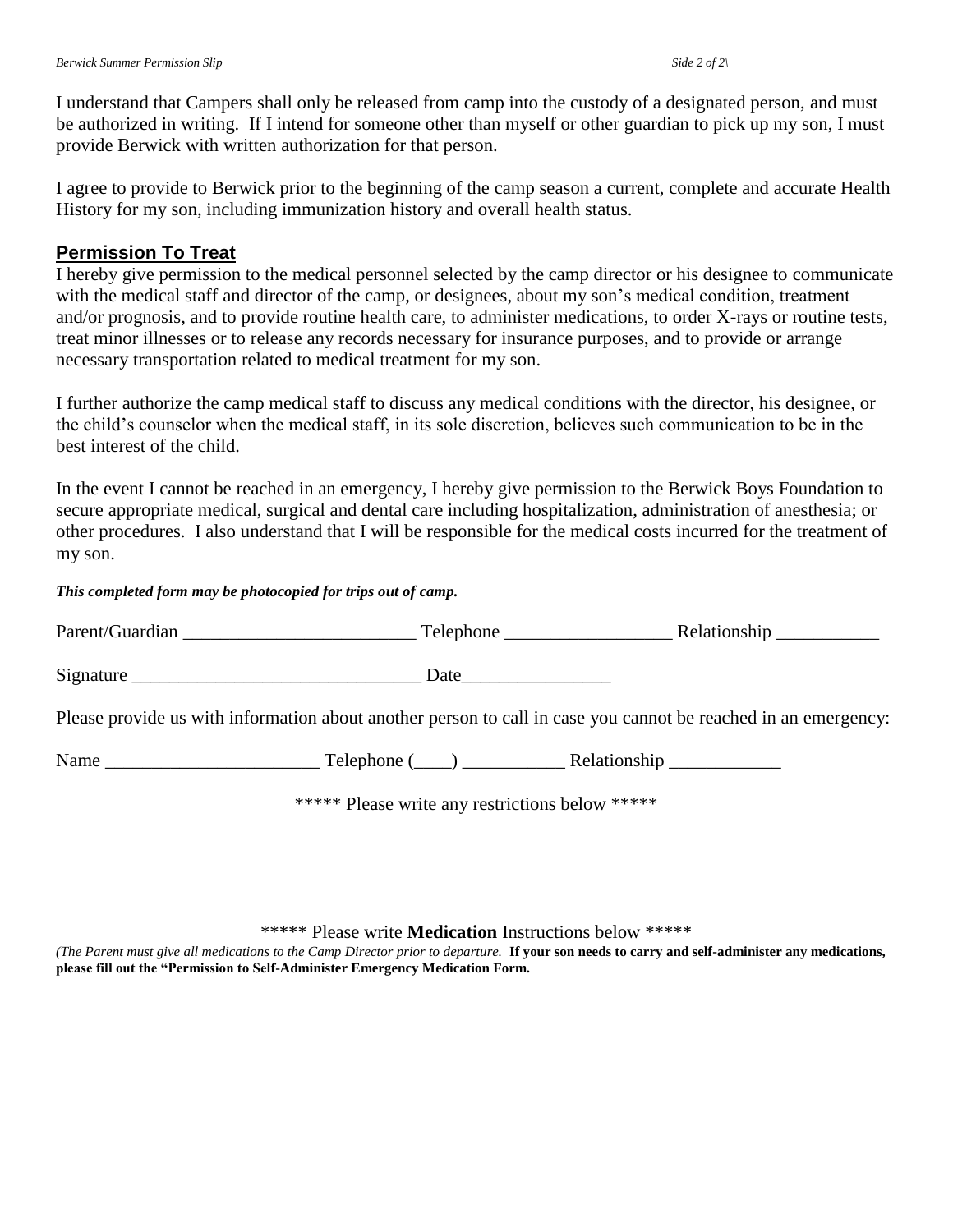I understand that Campers shall only be released from camp into the custody of a designated person, and must be authorized in writing. If I intend for someone other than myself or other guardian to pick up my son, I must provide Berwick with written authorization for that person.

I agree to provide to Berwick prior to the beginning of the camp season a current, complete and accurate Health History for my son, including immunization history and overall health status.

## **Permission To Treat**

I hereby give permission to the medical personnel selected by the camp director or his designee to communicate with the medical staff and director of the camp, or designees, about my son's medical condition, treatment and/or prognosis, and to provide routine health care, to administer medications, to order X-rays or routine tests, treat minor illnesses or to release any records necessary for insurance purposes, and to provide or arrange necessary transportation related to medical treatment for my son.

I further authorize the camp medical staff to discuss any medical conditions with the director, his designee, or the child's counselor when the medical staff, in its sole discretion, believes such communication to be in the best interest of the child.

In the event I cannot be reached in an emergency, I hereby give permission to the Berwick Boys Foundation to secure appropriate medical, surgical and dental care including hospitalization, administration of anesthesia; or other procedures. I also understand that I will be responsible for the medical costs incurred for the treatment of my son.

***This completed form may be photocopied for trips out of camp.***

Parent/Guardian _________________________ Telephone __________________ Relationship ___________

Signature _______________________________ Date________________

Please provide us with information about another person to call in case you cannot be reached in an emergency:

Name _______________________ Telephone (____) ___________ Relationship ____________

***** Please write any restrictions below *****

***** Please write **Medication** Instructions below *****

*(The Parent must give all medications to the Camp Director prior to departure.* **If your son needs to carry and self-administer any medications, please fill out the "Permission to Self-Administer Emergency Medication Form.**